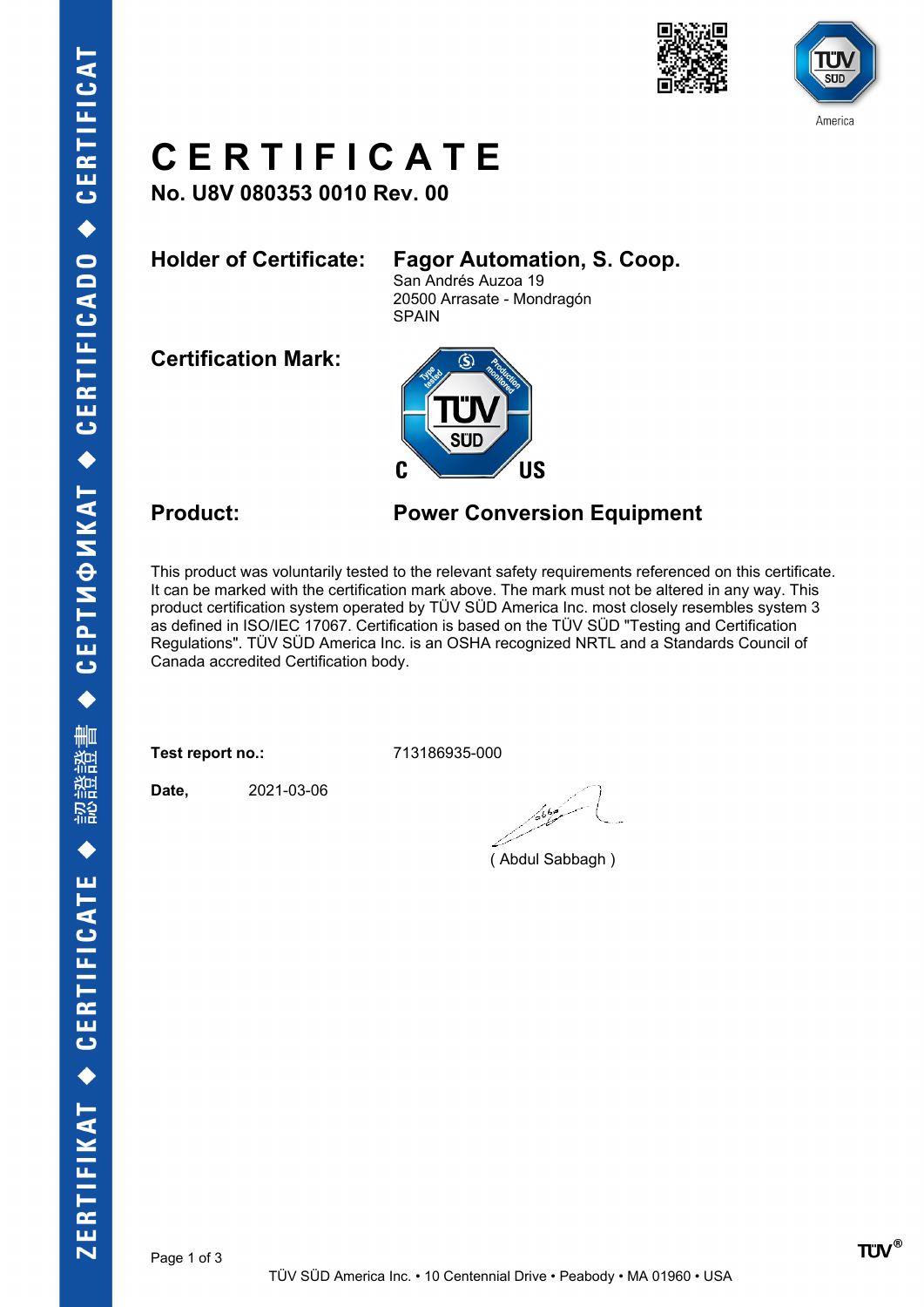# CERTIFICATE

**No. U8V 080353 0010 Rev. 00**

**Holder of Certificate:** **Fagor Automation, S. Coop.**
San Andrés Auzoa 19
20500 Arrasate - Mondragón
SPAIN

**Certification Mark:**

**Product:** **Power Conversion Equipment**

This product was voluntarily tested to the relevant safety requirements referenced on this certificate. It can be marked with the certification mark above. The mark must not be altered in any way. This product certification system operated by TÜV SÜD America Inc. most closely resembles system 3 as defined in ISO/IEC 17067. Certification is based on the TÜV SÜD "Testing and Certification Regulations". TÜV SÜD America Inc. is an OSHA recognized NRTL and a Standards Council of Canada accredited Certification body.

**Test report no.:** 713186935-000

**Date,** 2021-03-06

( Abdul Sabbagh )

TÜV SÜD America Inc. • 10 Centennial Drive • Peabody • MA 01960 • USA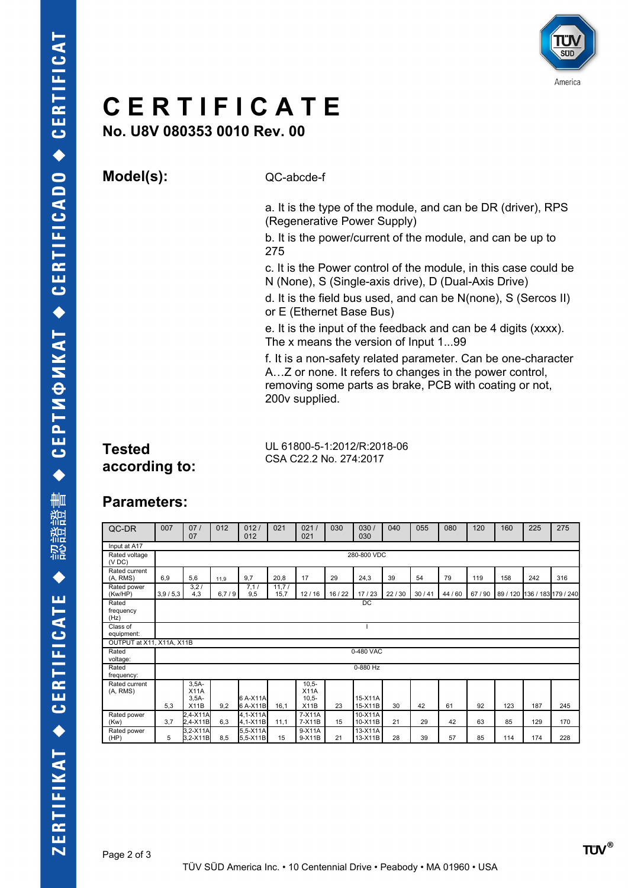# CERTIFICATE

**No. U8V 080353 0010 Rev. 00**

**Model(s):** QC-abcde-f

a. It is the type of the module, and can be DR (driver), RPS (Regenerative Power Supply)

b. It is the power/current of the module, and can be up to 275

c. It is the Power control of the module, in this case could be N (None), S (Single-axis drive), D (Dual-Axis Drive)

d. It is the field bus used, and can be N(none), S (Sercos II) or E (Ethernet Base Bus)

e. It is the input of the feedback and can be 4 digits (xxxx). The x means the version of Input 1...99

f. It is a non-safety related parameter. Can be one-character A…Z or none. It refers to changes in the power control, removing some parts as brake, PCB with coating or not, 200v supplied.

**Tested according to:**

UL 61800-5-1:2012/R:2018-06
CSA C22.2 No. 274:2017

**Parameters:**

| QC-DR | 007 | 07 / 07 | 012 | 012 / 012 | 021 | 021 / 021 | 030 | 030 / 030 | 040 | 055 | 080 | 120 | 160 | 225 | 275 |
|---|---|---|---|---|---|---|---|---|---|---|---|---|---|---|---|
| Input at A17 | | | | | | | | | | | | | | | |
| Rated voltage (V DC) | 280-800 VDC | | | | | | | | | | | | | | |
| Rated current (A, RMS) | 6,9 | 5,6 | 11,9 | 9,7 | 20,8 | 17 | 29 | 24,3 | 39 | 54 | 79 | 119 | 158 | 242 | 316 |
| Rated power (Kw/HP) | 3,9 / 5,3 | 3,2 / 4,3 | 6,7 / 9 | 7,1 / 9,5 | 11,7 / 15,7 | 12 / 16 | 16 / 22 | 17 / 23 | 22 / 30 | 30 / 41 | 44 / 60 | 67 / 90 | 89 / 120 | 136 / 183 | 179 / 240 |
| Rated frequency (Hz) | DC | | | | | | | | | | | | | | |
| Class of equipment: | I | | | | | | | | | | | | | | |
| OUTPUT at X11, X11A, X11B | | | | | | | | | | | | | | | |
| Rated voltage: | 0-480 VAC | | | | | | | | | | | | | | |
| Rated frequency: | 0-880 Hz | | | | | | | | | | | | | | |
| Rated current (A, RMS) | 5,3 | 3,5A-X11A 3,5A-X11B | 9,2 | 6 A-X11A 6 A-X11B | 16,1 | 10,5-X11A 10,5-X11B | 23 | 15-X11A 15-X11B | 30 | 42 | 61 | 92 | 123 | 187 | 245 |
| Rated power (Kw) | 3,7 | 2,4-X11A 2,4-X11B | 6,3 | 4,1-X11A 4,1-X11B | 11,1 | 7-X11A 7-X11B | 15 | 10-X11A 10-X11B | 21 | 29 | 42 | 63 | 85 | 129 | 170 |
| Rated power (HP) | 5 | 3,2-X11A 3,2-X11B | 8,5 | 5,5-X11A 5,5-X11B | 15 | 9-X11A 9-X11B | 21 | 13-X11A 13-X11B | 28 | 39 | 57 | 85 | 114 | 174 | 228 |

TÜV SÜD America Inc. • 10 Centennial Drive • Peabody • MA 01960 • USA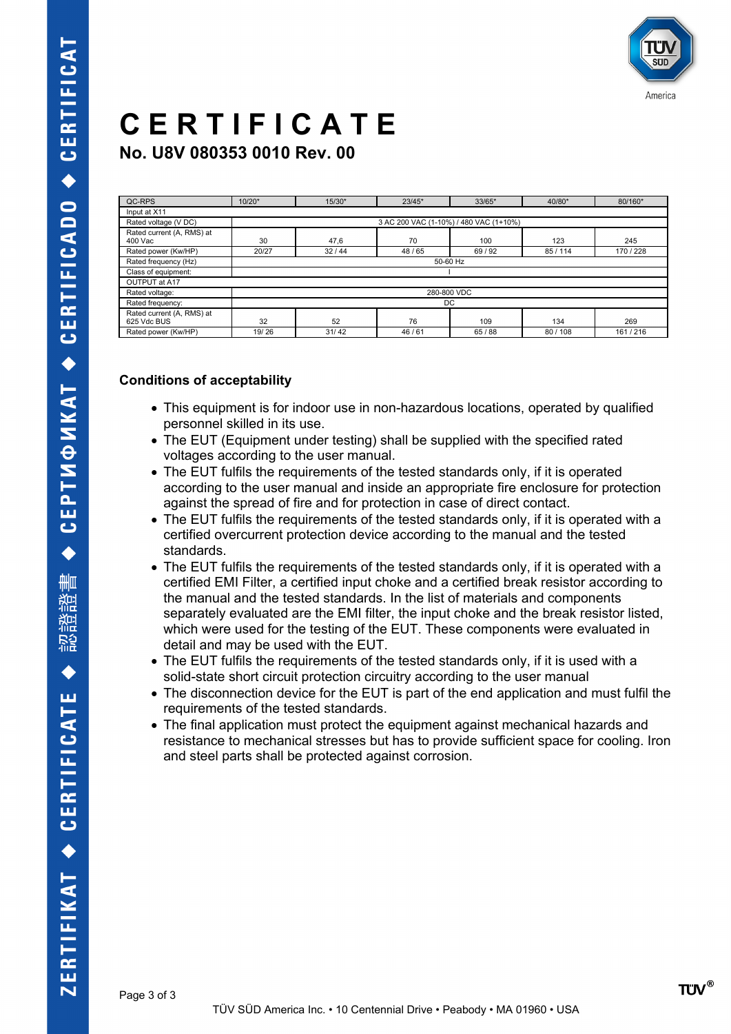# CERTIFICATE

## No. U8V 080353 0010 Rev. 00

| QC-RPS | 10/20* | 15/30* | 23/45* | 33/65* | 40/80* | 80/160* |
|---|---|---|---|---|---|---|
| Input at X11 | | | | | | |
| Rated voltage (V DC) | 3 AC 200 VAC (1-10%) / 480 VAC (1+10%) | | | | | |
| Rated current (A, RMS) at 400 Vac | 30 | 47,6 | 70 | 100 | 123 | 245 |
| Rated power (Kw/HP) | 20/27 | 32 / 44 | 48 / 65 | 69 / 92 | 85 / 114 | 170 / 228 |
| Rated frequency (Hz) | 50-60 Hz | | | | | |
| Class of equipment: | I | | | | | |
| OUTPUT at A17 | | | | | | |
| Rated voltage: | 280-800 VDC | | | | | |
| Rated frequency: | DC | | | | | |
| Rated current (A, RMS) at 625 Vdc BUS | 32 | 52 | 76 | 109 | 134 | 269 |
| Rated power (Kw/HP) | 19/ 26 | 31/ 42 | 46 / 61 | 65 / 88 | 80 / 108 | 161 / 216 |

### Conditions of acceptability

- This equipment is for indoor use in non-hazardous locations, operated by qualified personnel skilled in its use.
- The EUT (Equipment under testing) shall be supplied with the specified rated voltages according to the user manual.
- The EUT fulfils the requirements of the tested standards only, if it is operated according to the user manual and inside an appropriate fire enclosure for protection against the spread of fire and for protection in case of direct contact.
- The EUT fulfils the requirements of the tested standards only, if it is operated with a certified overcurrent protection device according to the manual and the tested standards.
- The EUT fulfils the requirements of the tested standards only, if it is operated with a certified EMI Filter, a certified input choke and a certified break resistor according to the manual and the tested standards. In the list of materials and components separately evaluated are the EMI filter, the input choke and the break resistor listed, which were used for the testing of the EUT. These components were evaluated in detail and may be used with the EUT.
- The EUT fulfils the requirements of the tested standards only, if it is used with a solid-state short circuit protection circuitry according to the user manual
- The disconnection device for the EUT is part of the end application and must fulfil the requirements of the tested standards.
- The final application must protect the equipment against mechanical hazards and resistance to mechanical stresses but has to provide sufficient space for cooling. Iron and steel parts shall be protected against corrosion.

TÜV SÜD America Inc. • 10 Centennial Drive • Peabody • MA 01960 • USA